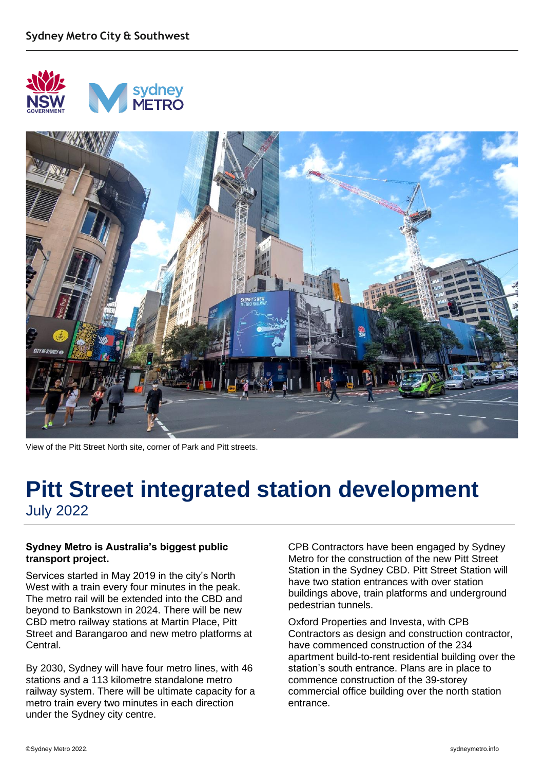View of the Pitt Street North site, corner of Park and Pitt streets.

# Pitt Street integrated station development

## July 2022

**Sydney Metro is Australia's biggest public transport project.**

Services started in May 2019 in the city's North West with a train every four minutes in the peak. The metro rail will be extended into the CBD and beyond to Bankstown in 2024. There will be new CBD metro railway stations at Martin Place, Pitt Street and Barangaroo and new metro platforms at Central.

By 2030, Sydney will have four metro lines, with 46 stations and a 113 kilometre standalone metro railway system. There will be ultimate capacity for a metro train every two minutes in each direction under the Sydney city centre.

CPB Contractors have been engaged by Sydney Metro for the construction of the new Pitt Street Station in the Sydney CBD. Pitt Street Station will have two station entrances with over station buildings above, train platforms and underground pedestrian tunnels.

Oxford Properties and Investa, with CPB Contractors as design and construction contractor, have commenced construction of the 234 apartment build-to-rent residential building over the station's south entrance. Plans are in place to commence construction of the 39-storey commercial office building over the north station entrance.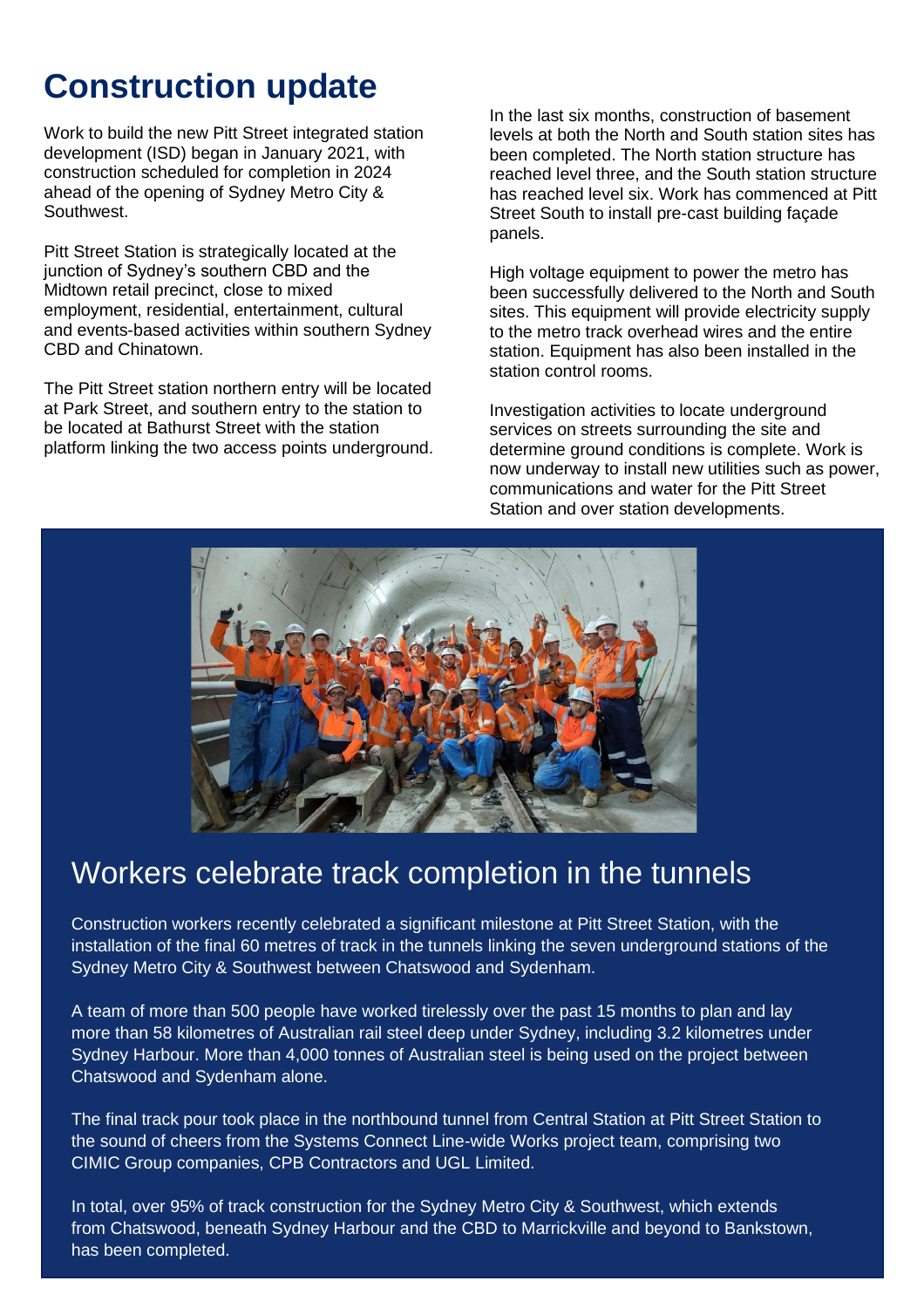# Construction update

Work to build the new Pitt Street integrated station development (ISD) began in January 2021, with construction scheduled for completion in 2024 ahead of the opening of Sydney Metro City & Southwest.

Pitt Street Station is strategically located at the junction of Sydney's southern CBD and the Midtown retail precinct, close to mixed employment, residential, entertainment, cultural and events-based activities within southern Sydney CBD and Chinatown.

The Pitt Street station northern entry will be located at Park Street, and southern entry to the station to be located at Bathurst Street with the station platform linking the two access points underground.

In the last six months, construction of basement levels at both the North and South station sites has been completed. The North station structure has reached level three, and the South station structure has reached level six. Work has commenced at Pitt Street South to install pre-cast building façade panels.

High voltage equipment to power the metro has been successfully delivered to the North and South sites. This equipment will provide electricity supply to the metro track overhead wires and the entire station. Equipment has also been installed in the station control rooms.

Investigation activities to locate underground services on streets surrounding the site and determine ground conditions is complete. Work is now underway to install new utilities such as power, communications and water for the Pitt Street Station and over station developments.

## Workers celebrate track completion in the tunnels

Construction workers recently celebrated a significant milestone at Pitt Street Station, with the installation of the final 60 metres of track in the tunnels linking the seven underground stations of the Sydney Metro City & Southwest between Chatswood and Sydenham.

A team of more than 500 people have worked tirelessly over the past 15 months to plan and lay more than 58 kilometres of Australian rail steel deep under Sydney, including 3.2 kilometres under Sydney Harbour. More than 4,000 tonnes of Australian steel is being used on the project between Chatswood and Sydenham alone.

The final track pour took place in the northbound tunnel from Central Station at Pitt Street Station to the sound of cheers from the Systems Connect Line-wide Works project team, comprising two CIMIC Group companies, CPB Contractors and UGL Limited.

In total, over 95% of track construction for the Sydney Metro City & Southwest, which extends from Chatswood, beneath Sydney Harbour and the CBD to Marrickville and beyond to Bankstown, has been completed.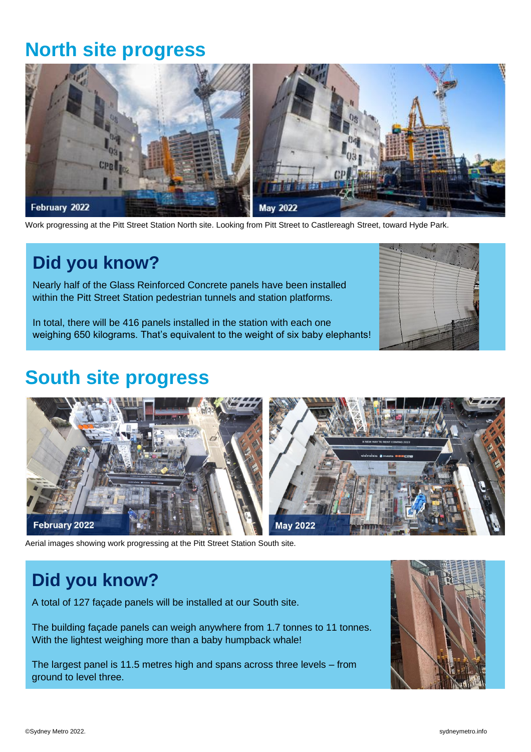# North site progress

Work progressing at the Pitt Street Station North site. Looking from Pitt Street to Castlereagh Street, toward Hyde Park.

## Did you know?

Nearly half of the Glass Reinforced Concrete panels have been installed within the Pitt Street Station pedestrian tunnels and station platforms.

In total, there will be 416 panels installed in the station with each one weighing 650 kilograms. That's equivalent to the weight of six baby elephants!

# South site progress

Aerial images showing work progressing at the Pitt Street Station South site.

## Did you know?

A total of 127 façade panels will be installed at our South site.

The building façade panels can weigh anywhere from 1.7 tonnes to 11 tonnes. With the lightest weighing more than a baby humpback whale!

The largest panel is 11.5 metres high and spans across three levels – from ground to level three.

©Sydney Metro 2022.

sydneymetro.info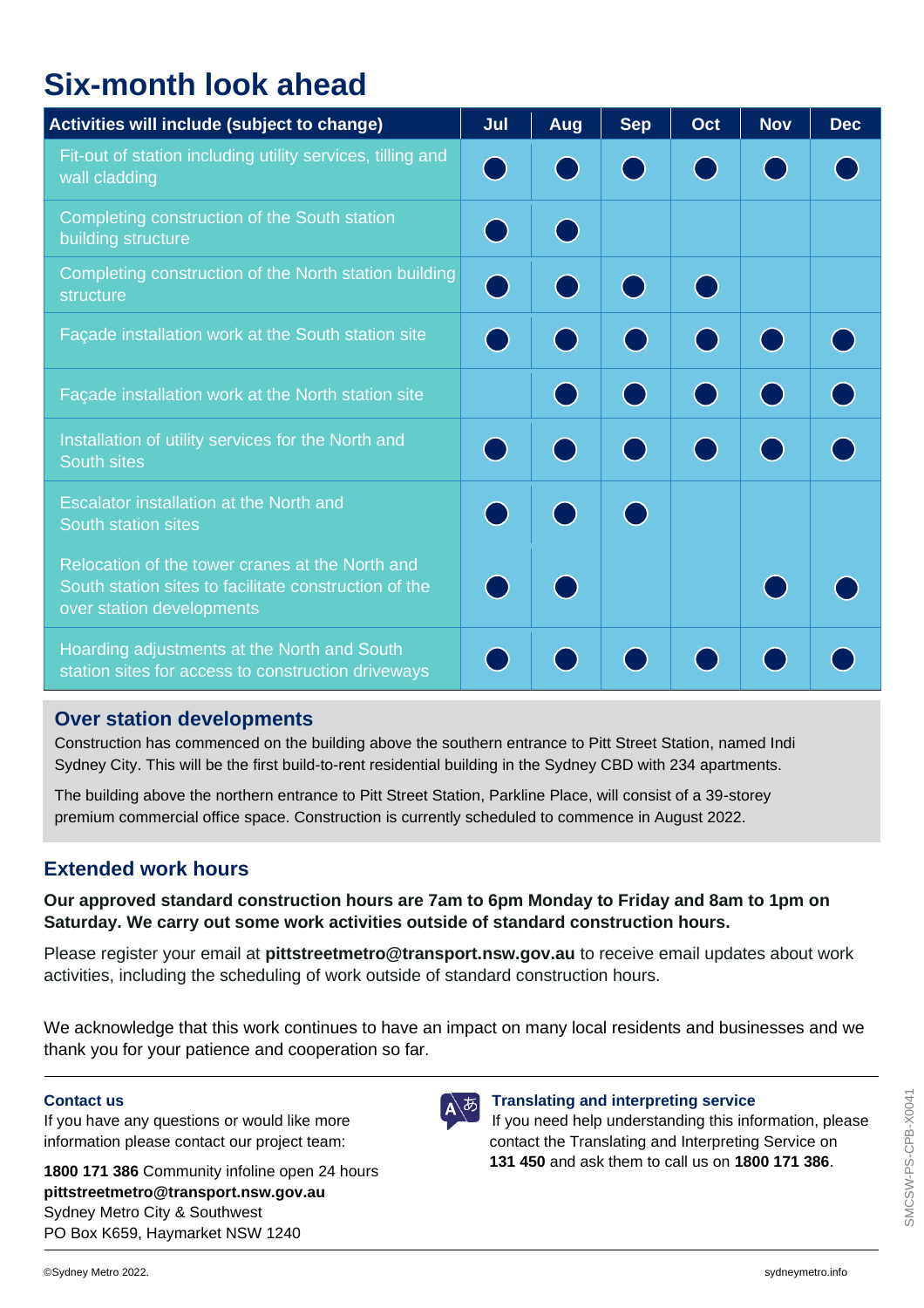# Six-month look ahead

| Activities will include (subject to change) | Jul | Aug | Sep | Oct | Nov | Dec |
|---|---|---|---|---|---|---|
| Fit-out of station including utility services, tilling and wall cladding | ● | ● | ● | ● | ● | ● |
| Completing construction of the South station building structure | ● | ● | | | | |
| Completing construction of the North station building structure | ● | ● | ● | ● | | |
| Façade installation work at the South station site | ● | ● | ● | ● | ● | ● |
| Façade installation work at the North station site | | ● | ● | ● | ● | ● |
| Installation of utility services for the North and South sites | ● | ● | ● | ● | ● | ● |
| Escalator installation at the North and South station sites | ● | ● | ● | | | |
| Relocation of the tower cranes at the North and South station sites to facilitate construction of the over station developments | ● | ● | | | ● | ● |
| Hoarding adjustments at the North and South station sites for access to construction driveways | ● | ● | ● | ● | ● | ● |

## Over station developments

Construction has commenced on the building above the southern entrance to Pitt Street Station, named Indi Sydney City. This will be the first build-to-rent residential building in the Sydney CBD with 234 apartments.

The building above the northern entrance to Pitt Street Station, Parkline Place, will consist of a 39-storey premium commercial office space. Construction is currently scheduled to commence in August 2022.

## Extended work hours

**Our approved standard construction hours are 7am to 6pm Monday to Friday and 8am to 1pm on Saturday. We carry out some work activities outside of standard construction hours.**

Please register your email at **pittstreetmetro@transport.nsw.gov.au** to receive email updates about work activities, including the scheduling of work outside of standard construction hours.

We acknowledge that this work continues to have an impact on many local residents and businesses and we thank you for your patience and cooperation so far.

### Contact us

If you have any questions or would like more information please contact our project team:

**1800 171 386** Community infoline open 24 hours
**pittstreetmetro@transport.nsw.gov.au**
Sydney Metro City & Southwest
PO Box K659, Haymarket NSW 1240

### Translating and interpreting service

If you need help understanding this information, please contact the Translating and Interpreting Service on **131 450** and ask them to call us on **1800 171 386**.

SMCSW-PS-CPB-X0041

©Sydney Metro 2022.

sydneymetro.info